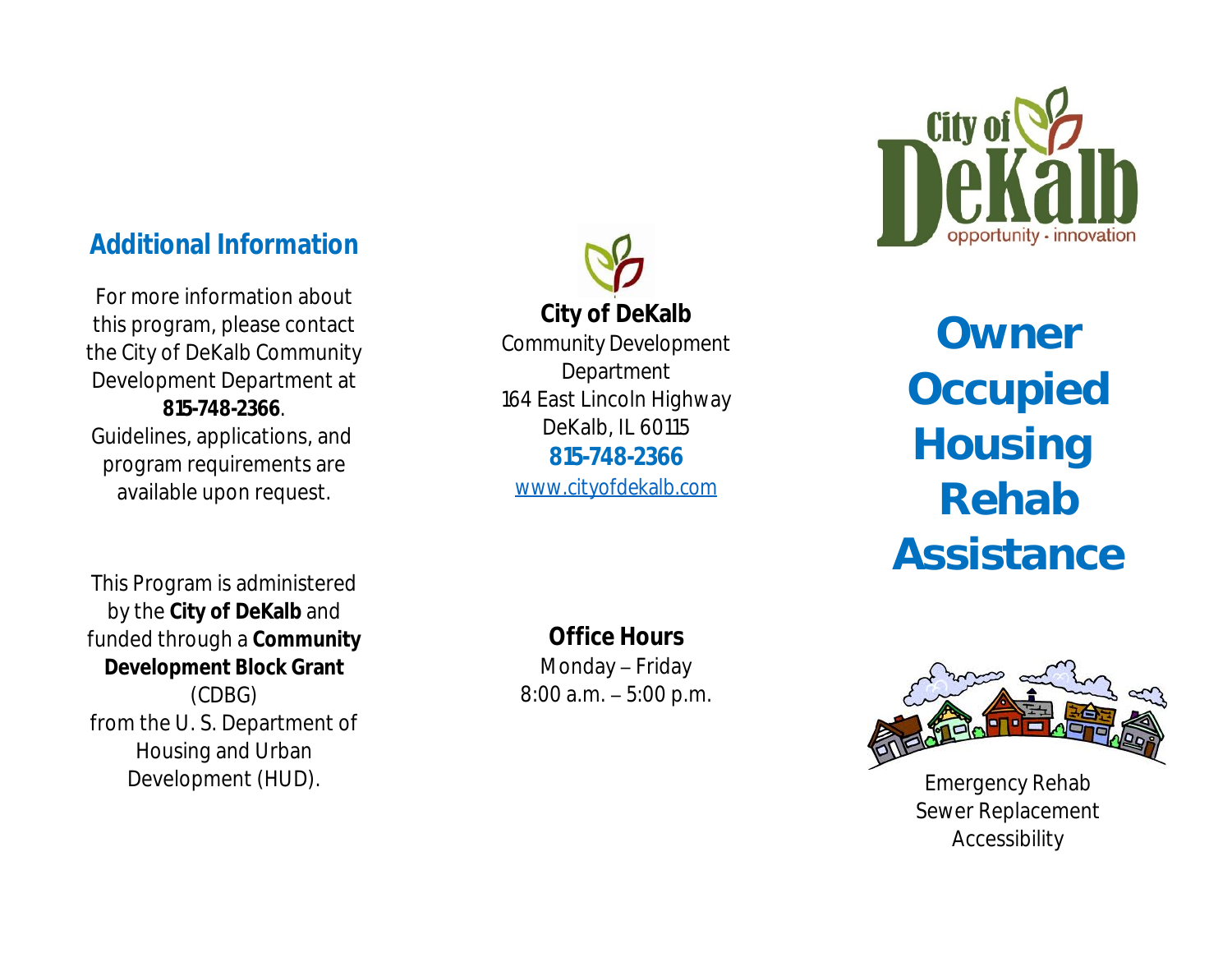## Additional Information

For more information about this program, please contact the City of DeKalb Community Development Department at **815-748-2366**.

Guidelines, applications, and program requirements are available upon request.

This Program is administered by the **City of DeKalb** and funded through a **Community Development Block Grant** (CDBG) from the U. S. Department of Housing and Urban Development (HUD).

**City of DeKalb**
Community Development Department
164 East Lincoln Highway
DeKalb, IL 60115
**815-748-2366**
www.cityofdekalb.com

**Office Hours**
Monday – Friday
8:00 a.m. – 5:00 p.m.

City of DeKalb
opportunity · innovation

# Owner Occupied Housing Rehab Assistance

Emergency Rehab
Sewer Replacement
Accessibility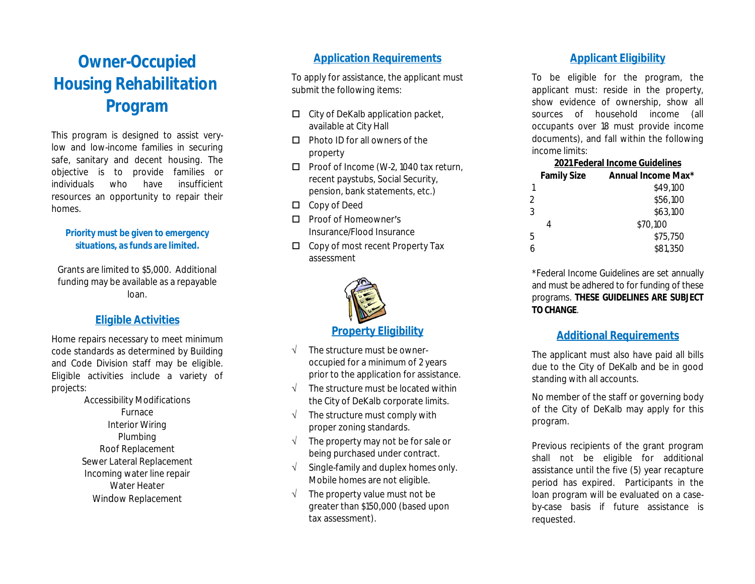# Owner-Occupied Housing Rehabilitation Program

This program is designed to assist very-low and low-income families in securing safe, sanitary and decent housing. The objective is to provide families or individuals who have insufficient resources an opportunity to repair their homes.

**Priority must be given to emergency situations, as funds are limited.**

Grants are limited to $5,000. Additional funding may be available as a repayable loan.

## Eligible Activities

Home repairs necessary to meet minimum code standards as determined by Building and Code Division staff may be eligible. Eligible activities include a variety of projects:

Accessibility Modifications
Furnace
Interior Wiring
Plumbing
Roof Replacement
Sewer Lateral Replacement
Incoming water line repair
Water Heater
Window Replacement

## Application Requirements

To apply for assistance, the applicant must submit the following items:

- ☐ City of DeKalb application packet, available at City Hall
- ☐ Photo ID for all owners of the property
- ☐ Proof of Income (W-2, 1040 tax return, recent paystubs, Social Security, pension, bank statements, etc.)
- ☐ Copy of Deed
- ☐ Proof of Homeowner's Insurance/Flood Insurance
- ☐ Copy of most recent Property Tax assessment

## Property Eligibility

- √ The structure must be owner-occupied for a minimum of 2 years prior to the application for assistance.
- √ The structure must be located within the City of DeKalb corporate limits.
- √ The structure must comply with proper zoning standards.
- √ The property may not be for sale or being purchased under contract.
- √ Single-family and duplex homes only. Mobile homes are not eligible.
- √ The property value must not be greater than $150,000 (based upon tax assessment).

## Applicant Eligibility

To be eligible for the program, the applicant must: reside in the property, show evidence of ownership, show all sources of household income (all occupants over 18 must provide income documents), and fall within the following income limits:

**2021 Federal Income Guidelines**

| Family Size | Annual Income Max* |
|---|---|
| 1 | $49,100 |
| 2 | $56,100 |
| 3 | $63,100 |
| 4 | $70,100 |
| 5 | $75,750 |
| 6 | $81,350 |

*Federal Income Guidelines are set annually and must be adhered to for funding of these programs. **THESE GUIDELINES ARE SUBJECT TO CHANGE**.

## Additional Requirements

The applicant must also have paid all bills due to the City of DeKalb and be in good standing with all accounts.

No member of the staff or governing body of the City of DeKalb may apply for this program.

Previous recipients of the grant program shall not be eligible for additional assistance until the five (5) year recapture period has expired. Participants in the loan program will be evaluated on a case-by-case basis if future assistance is requested.